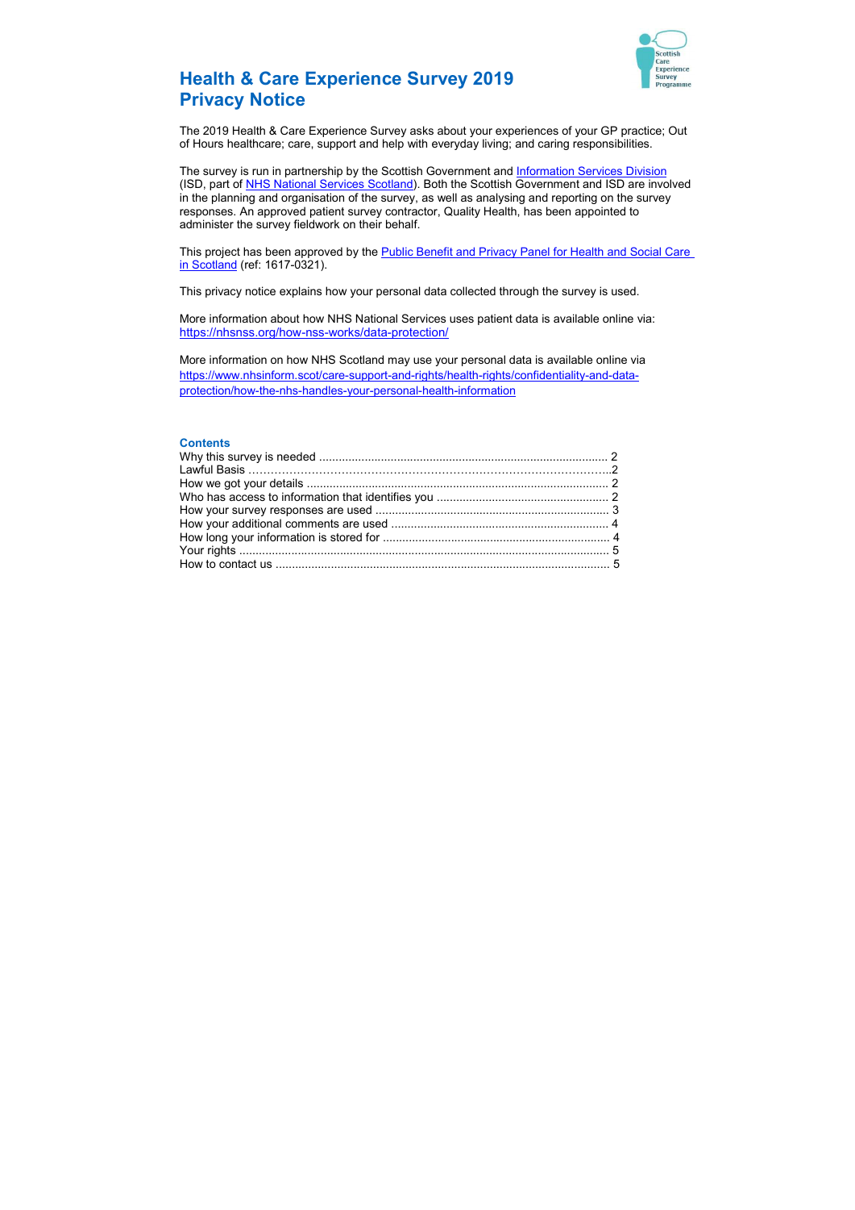# Health & Care Experience Survey 2019 Privacy Notice

The 2019 Health & Care Experience Survey asks about your experiences of your GP practice; Out of Hours healthcare; care, support and help with everyday living; and caring responsibilities.

The survey is run in partnership by the Scottish Government and Information Services Division (ISD, part of NHS National Services Scotland). Both the Scottish Government and ISD are involved in the planning and organisation of the survey, as well as analysing and reporting on the survey responses. An approved patient survey contractor, Quality Health, has been appointed to administer the survey fieldwork on their behalf.

This project has been approved by the Public Benefit and Privacy Panel for Health and Social Care in Scotland (ref: 1617-0321).

This privacy notice explains how your personal data collected through the survey is used.

More information about how NHS National Services uses patient data is available online via: https://nhsnss.org/how-nss-works/data-protection/

More information on how NHS Scotland may use your personal data is available online via https://www.nhsinform.scot/care-support-and-rights/health-rights/confidentiality-and-data-protection/how-the-nhs-handles-your-personal-health-information

## Contents

- Why this survey is needed ........ 2
- Lawful Basis ........ 2
- How we got your details ........ 2
- Who has access to information that identifies you ........ 2
- How your survey responses are used ........ 3
- How your additional comments are used ........ 4
- How long your information is stored for ........ 4
- Your rights ........ 5
- How to contact us ........ 5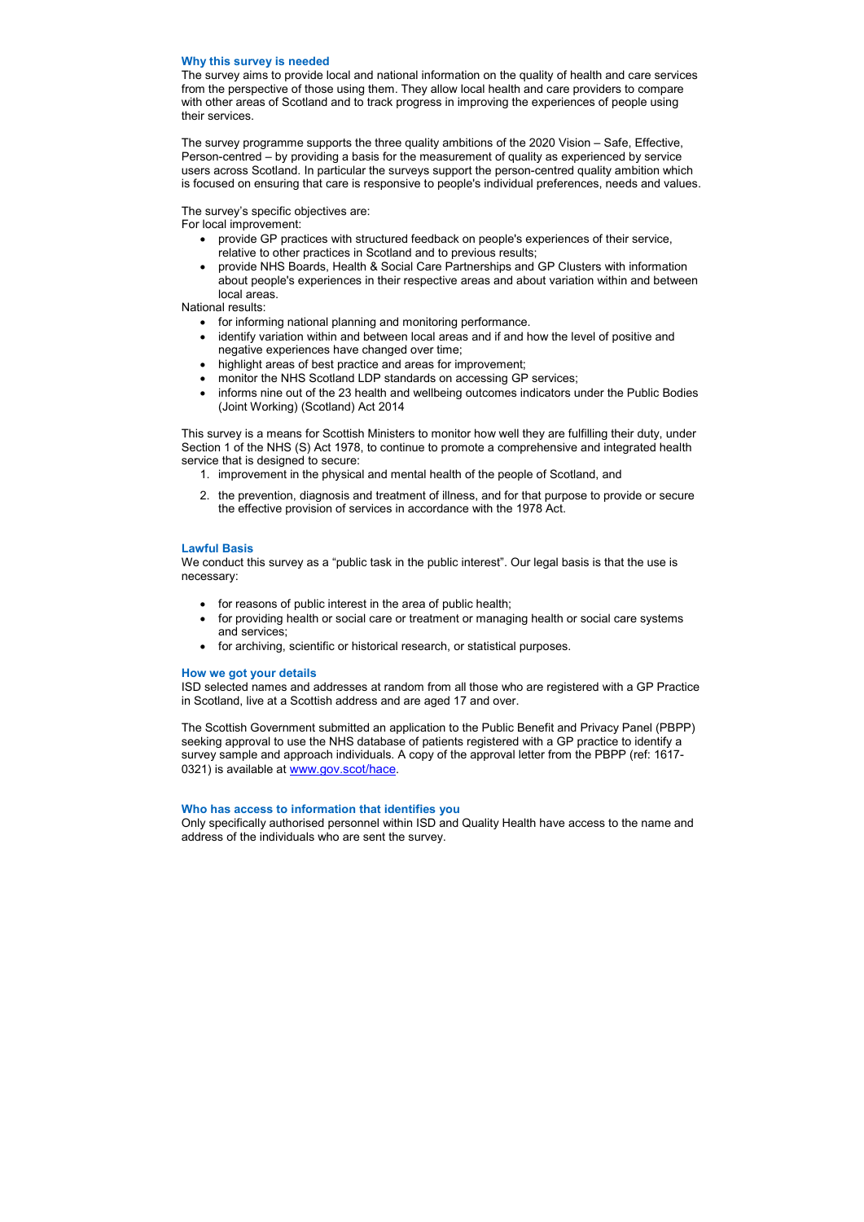## Why this survey is needed

The survey aims to provide local and national information on the quality of health and care services from the perspective of those using them. They allow local health and care providers to compare with other areas of Scotland and to track progress in improving the experiences of people using their services.

The survey programme supports the three quality ambitions of the 2020 Vision – Safe, Effective, Person-centred – by providing a basis for the measurement of quality as experienced by service users across Scotland. In particular the surveys support the person-centred quality ambition which is focused on ensuring that care is responsive to people's individual preferences, needs and values.

The survey's specific objectives are:

For local improvement:

- provide GP practices with structured feedback on people's experiences of their service, relative to other practices in Scotland and to previous results;
- provide NHS Boards, Health & Social Care Partnerships and GP Clusters with information about people's experiences in their respective areas and about variation within and between local areas.

National results:

- for informing national planning and monitoring performance.
- identify variation within and between local areas and if and how the level of positive and negative experiences have changed over time;
- highlight areas of best practice and areas for improvement;
- monitor the NHS Scotland LDP standards on accessing GP services;
- informs nine out of the 23 health and wellbeing outcomes indicators under the Public Bodies (Joint Working) (Scotland) Act 2014

This survey is a means for Scottish Ministers to monitor how well they are fulfilling their duty, under Section 1 of the NHS (S) Act 1978, to continue to promote a comprehensive and integrated health service that is designed to secure:

1. improvement in the physical and mental health of the people of Scotland, and
2. the prevention, diagnosis and treatment of illness, and for that purpose to provide or secure the effective provision of services in accordance with the 1978 Act.

## Lawful Basis

We conduct this survey as a "public task in the public interest". Our legal basis is that the use is necessary:

- for reasons of public interest in the area of public health;
- for providing health or social care or treatment or managing health or social care systems and services;
- for archiving, scientific or historical research, or statistical purposes.

## How we got your details

ISD selected names and addresses at random from all those who are registered with a GP Practice in Scotland, live at a Scottish address and are aged 17 and over.

The Scottish Government submitted an application to the Public Benefit and Privacy Panel (PBPP) seeking approval to use the NHS database of patients registered with a GP practice to identify a survey sample and approach individuals. A copy of the approval letter from the PBPP (ref: 1617-0321) is available at www.gov.scot/hace.

## Who has access to information that identifies you

Only specifically authorised personnel within ISD and Quality Health have access to the name and address of the individuals who are sent the survey.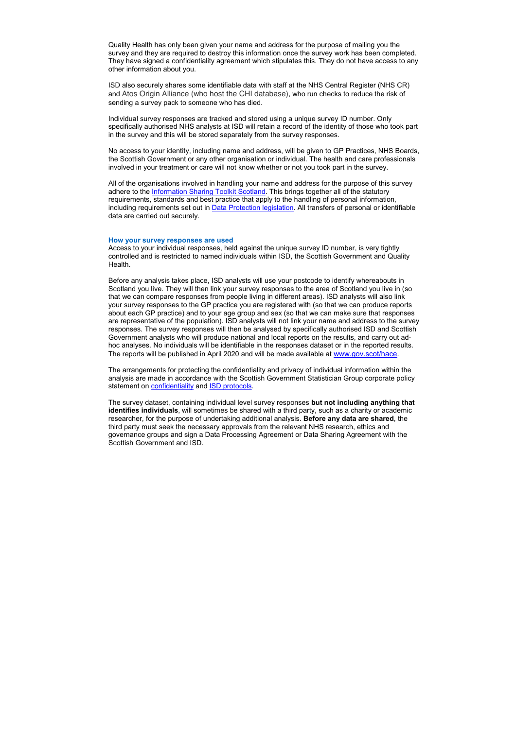Quality Health has only been given your name and address for the purpose of mailing you the survey and they are required to destroy this information once the survey work has been completed. They have signed a confidentiality agreement which stipulates this. They do not have access to any other information about you.

ISD also securely shares some identifiable data with staff at the NHS Central Register (NHS CR) and Atos Origin Alliance (who host the CHI database), who run checks to reduce the risk of sending a survey pack to someone who has died.

Individual survey responses are tracked and stored using a unique survey ID number. Only specifically authorised NHS analysts at ISD will retain a record of the identity of those who took part in the survey and this will be stored separately from the survey responses.

No access to your identity, including name and address, will be given to GP Practices, NHS Boards, the Scottish Government or any other organisation or individual. The health and care professionals involved in your treatment or care will not know whether or not you took part in the survey.

All of the organisations involved in handling your name and address for the purpose of this survey adhere to the Information Sharing Toolkit Scotland. This brings together all of the statutory requirements, standards and best practice that apply to the handling of personal information, including requirements set out in Data Protection legislation. All transfers of personal or identifiable data are carried out securely.

### How your survey responses are used

Access to your individual responses, held against the unique survey ID number, is very tightly controlled and is restricted to named individuals within ISD, the Scottish Government and Quality Health.

Before any analysis takes place, ISD analysts will use your postcode to identify whereabouts in Scotland you live. They will then link your survey responses to the area of Scotland you live in (so that we can compare responses from people living in different areas). ISD analysts will also link your survey responses to the GP practice you are registered with (so that we can produce reports about each GP practice) and to your age group and sex (so that we can make sure that responses are representative of the population). ISD analysts will not link your name and address to the survey responses. The survey responses will then be analysed by specifically authorised ISD and Scottish Government analysts who will produce national and local reports on the results, and carry out ad-hoc analyses. No individuals will be identifiable in the responses dataset or in the reported results. The reports will be published in April 2020 and will be made available at www.gov.scot/hace.

The arrangements for protecting the confidentiality and privacy of individual information within the analysis are made in accordance with the Scottish Government Statistician Group corporate policy statement on confidentiality and ISD protocols.

The survey dataset, containing individual level survey responses **but not including anything that identifies individuals**, will sometimes be shared with a third party, such as a charity or academic researcher, for the purpose of undertaking additional analysis. **Before any data are shared**, the third party must seek the necessary approvals from the relevant NHS research, ethics and governance groups and sign a Data Processing Agreement or Data Sharing Agreement with the Scottish Government and ISD.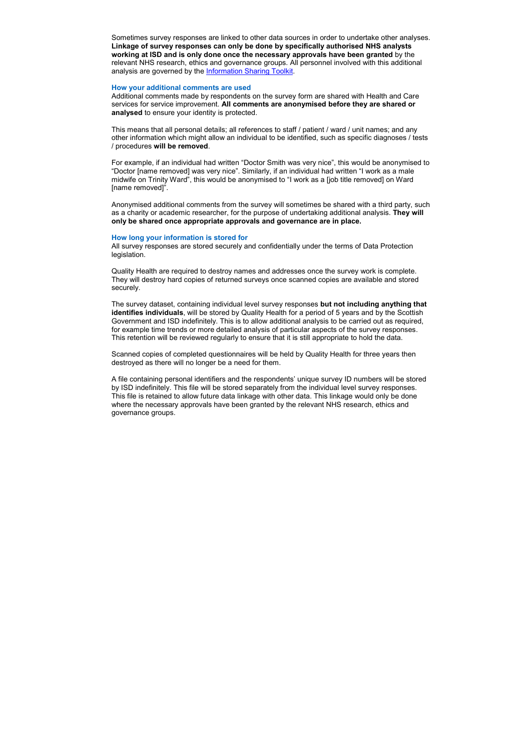Sometimes survey responses are linked to other data sources in order to undertake other analyses. **Linkage of survey responses can only be done by specifically authorised NHS analysts working at ISD and is only done once the necessary approvals have been granted** by the relevant NHS research, ethics and governance groups. All personnel involved with this additional analysis are governed by the [Information Sharing Toolkit](Information Sharing Toolkit).

### How your additional comments are used

Additional comments made by respondents on the survey form are shared with Health and Care services for service improvement. **All comments are anonymised before they are shared or analysed** to ensure your identity is protected.

This means that all personal details; all references to staff / patient / ward / unit names; and any other information which might allow an individual to be identified, such as specific diagnoses / tests / procedures **will be removed**.

For example, if an individual had written "Doctor Smith was very nice", this would be anonymised to "Doctor [name removed] was very nice". Similarly, if an individual had written "I work as a male midwife on Trinity Ward", this would be anonymised to "I work as a [job title removed] on Ward [name removed]".

Anonymised additional comments from the survey will sometimes be shared with a third party, such as a charity or academic researcher, for the purpose of undertaking additional analysis. **They will only be shared once appropriate approvals and governance are in place.**

### How long your information is stored for

All survey responses are stored securely and confidentially under the terms of Data Protection legislation.

Quality Health are required to destroy names and addresses once the survey work is complete. They will destroy hard copies of returned surveys once scanned copies are available and stored securely.

The survey dataset, containing individual level survey responses **but not including anything that identifies individuals**, will be stored by Quality Health for a period of 5 years and by the Scottish Government and ISD indefinitely. This is to allow additional analysis to be carried out as required, for example time trends or more detailed analysis of particular aspects of the survey responses. This retention will be reviewed regularly to ensure that it is still appropriate to hold the data.

Scanned copies of completed questionnaires will be held by Quality Health for three years then destroyed as there will no longer be a need for them.

A file containing personal identifiers and the respondents' unique survey ID numbers will be stored by ISD indefinitely. This file will be stored separately from the individual level survey responses. This file is retained to allow future data linkage with other data. This linkage would only be done where the necessary approvals have been granted by the relevant NHS research, ethics and governance groups.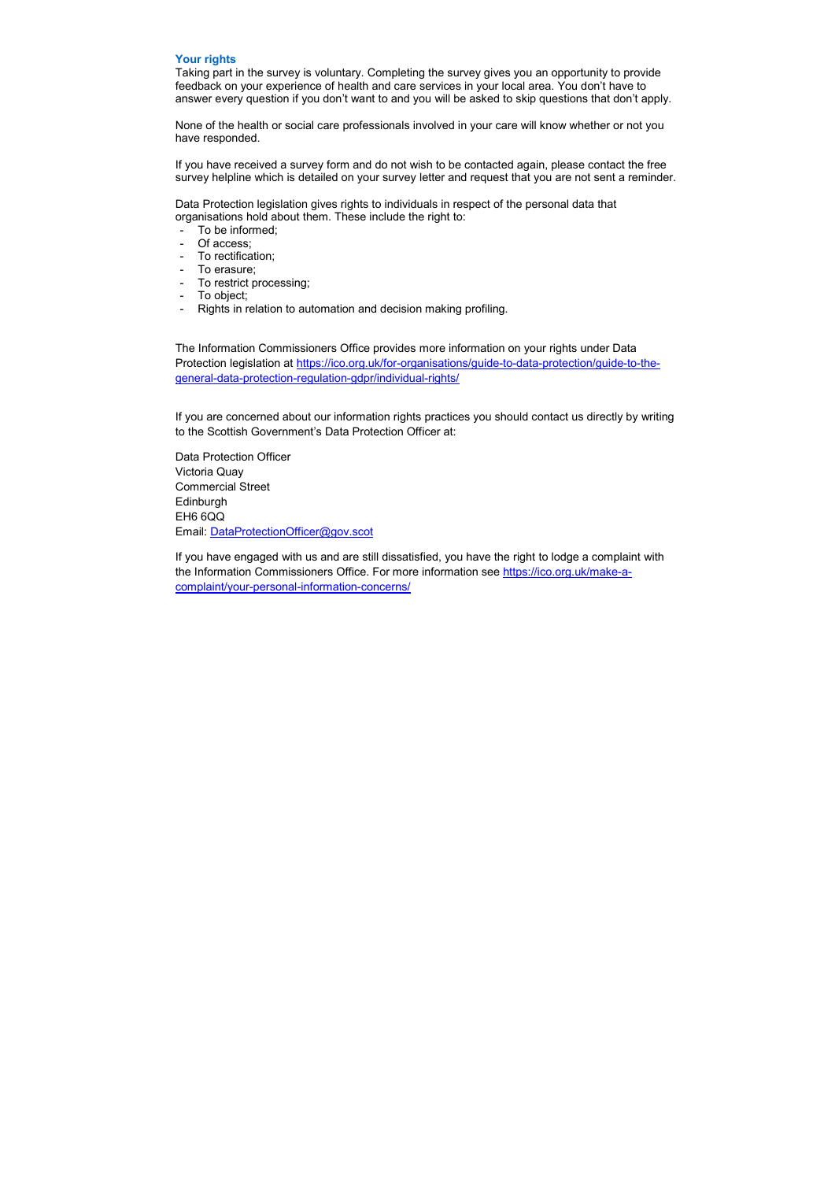## Your rights

Taking part in the survey is voluntary. Completing the survey gives you an opportunity to provide feedback on your experience of health and care services in your local area. You don't have to answer every question if you don't want to and you will be asked to skip questions that don't apply.

None of the health or social care professionals involved in your care will know whether or not you have responded.

If you have received a survey form and do not wish to be contacted again, please contact the free survey helpline which is detailed on your survey letter and request that you are not sent a reminder.

Data Protection legislation gives rights to individuals in respect of the personal data that organisations hold about them. These include the right to:

- To be informed;
- Of access;
- To rectification;
- To erasure;
- To restrict processing;
- To object;
- Rights in relation to automation and decision making profiling.

The Information Commissioners Office provides more information on your rights under Data Protection legislation at https://ico.org.uk/for-organisations/guide-to-data-protection/guide-to-the-general-data-protection-regulation-gdpr/individual-rights/

If you are concerned about our information rights practices you should contact us directly by writing to the Scottish Government's Data Protection Officer at:

Data Protection Officer
Victoria Quay
Commercial Street
Edinburgh
EH6 6QQ
Email: DataProtectionOfficer@gov.scot

If you have engaged with us and are still dissatisfied, you have the right to lodge a complaint with the Information Commissioners Office. For more information see https://ico.org.uk/make-a-complaint/your-personal-information-concerns/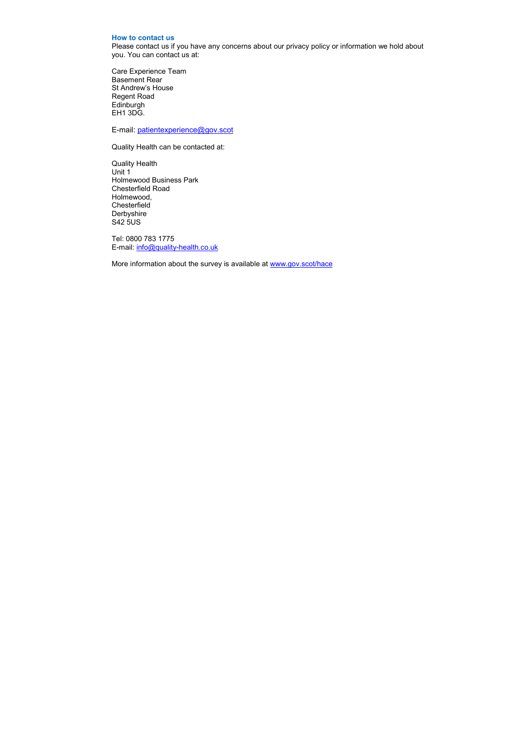### How to contact us

Please contact us if you have any concerns about our privacy policy or information we hold about you. You can contact us at:

Care Experience Team
Basement Rear
St Andrew's House
Regent Road
Edinburgh
EH1 3DG.

E-mail: patientexperience@gov.scot

Quality Health can be contacted at:

Quality Health
Unit 1
Holmewood Business Park
Chesterfield Road
Holmewood,
Chesterfield
Derbyshire
S42 5US

Tel: 0800 783 1775
E-mail: info@quality-health.co.uk

More information about the survey is available at www.gov.scot/hace